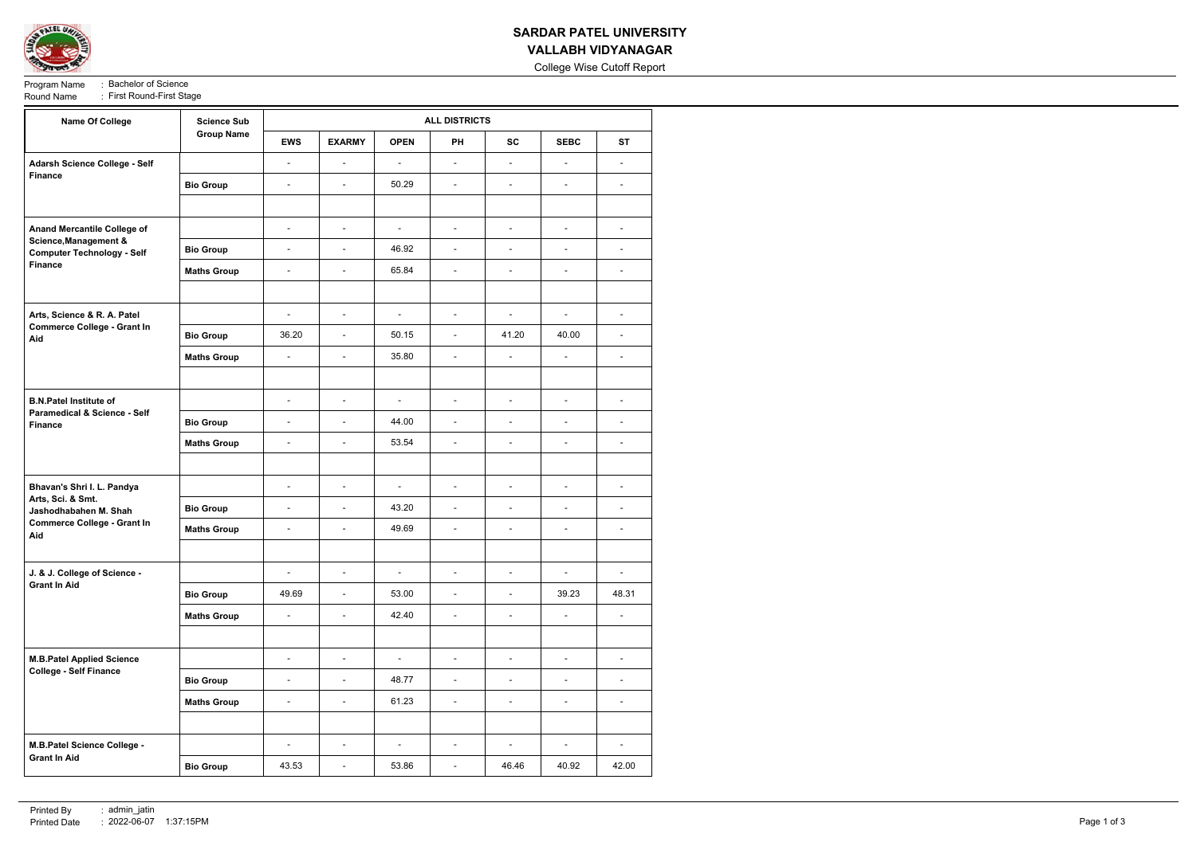# SARDAR PATEL UNIVERSITY

## VALLABH VIDYANAGAR

College Wise Cutoff Report

Program Name : Bachelor of Science

Round Name : First Round-First Stage

| Name Of College | Science Sub Group Name | ALL DISTRICTS | | | | | | |
|---|---|---|---|---|---|---|---|---|
| | | EWS | EXARMY | OPEN | PH | SC | SEBC | ST |
| **Adarsh Science College - Self Finance** | | - | - | - | - | - | - | - |
| | **Bio Group** | - | - | 50.29 | - | - | - | - |
| | | | | | | | | |
| **Anand Mercantile College of Science,Management & Computer Technology - Self Finance** | | - | - | - | - | - | - | - |
| | **Bio Group** | - | - | 46.92 | - | - | - | - |
| | **Maths Group** | - | - | 65.84 | - | - | - | - |
| | | | | | | | | |
| **Arts, Science & R. A. Patel Commerce College - Grant In Aid** | | - | - | - | - | - | - | - |
| | **Bio Group** | 36.20 | - | 50.15 | - | 41.20 | 40.00 | - |
| | **Maths Group** | - | - | 35.80 | - | - | - | - |
| | | | | | | | | |
| **B.N.Patel Institute of Paramedical & Science - Self Finance** | | - | - | - | - | - | - | - |
| | **Bio Group** | - | - | 44.00 | - | - | - | - |
| | **Maths Group** | - | - | 53.54 | - | - | - | - |
| | | | | | | | | |
| **Bhavan's Shri I. L. Pandya Arts, Sci. & Smt. Jashodhabahen M. Shah Commerce College - Grant In Aid** | | - | - | - | - | - | - | - |
| | **Bio Group** | - | - | 43.20 | - | - | - | - |
| | **Maths Group** | - | - | 49.69 | - | - | - | - |
| | | | | | | | | |
| **J. & J. College of Science - Grant In Aid** | | - | - | - | - | - | - | - |
| | **Bio Group** | 49.69 | - | 53.00 | - | - | 39.23 | 48.31 |
| | **Maths Group** | - | - | 42.40 | - | - | - | - |
| | | | | | | | | |
| **M.B.Patel Applied Science College - Self Finance** | | - | - | - | - | - | - | - |
| | **Bio Group** | - | - | 48.77 | - | - | - | - |
| | **Maths Group** | - | - | 61.23 | - | - | - | - |
| | | | | | | | | |
| **M.B.Patel Science College - Grant In Aid** | | - | - | - | - | - | - | - |
| | **Bio Group** | 43.53 | - | 53.86 | - | 46.46 | 40.92 | 42.00 |

Printed By : admin_jatin

Printed Date : 2022-06-07 1:37:15PM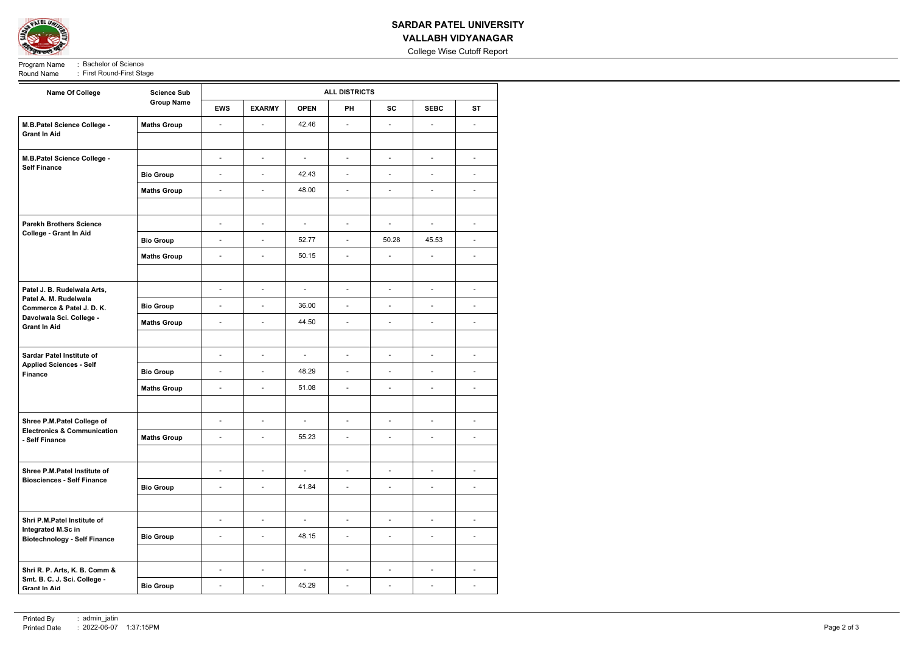# SARDAR PATEL UNIVERSITY

## VALLABH VIDYANAGAR

College Wise Cutoff Report

Program Name : Bachelor of Science
Round Name : First Round-First Stage

| Name Of College | Science Sub Group Name | ALL DISTRICTS | | | | | | |
|---|---|---|---|---|---|---|---|---|
| | | EWS | EXARMY | OPEN | PH | SC | SEBC | ST |
| M.B.Patel Science College - Grant In Aid | Maths Group | - | - | 42.46 | - | - | - | - |
| | | | | | | | | |
| M.B.Patel Science College - Self Finance | | - | - | - | - | - | - | - |
| | Bio Group | - | - | 42.43 | - | - | - | - |
| | Maths Group | - | - | 48.00 | - | - | - | - |
| | | | | | | | | |
| Parekh Brothers Science College - Grant In Aid | | - | - | - | - | - | - | - |
| | Bio Group | - | - | 52.77 | - | 50.28 | 45.53 | - |
| | Maths Group | - | - | 50.15 | - | - | - | - |
| | | | | | | | | |
| Patel J. B. Rudelwala Arts, Patel A. M. Rudelwala Commerce & Patel J. D. K. Davolwala Sci. College - Grant In Aid | | - | - | - | - | - | - | - |
| | Bio Group | - | - | 36.00 | - | - | - | - |
| | Maths Group | - | - | 44.50 | - | - | - | - |
| | | | | | | | | |
| Sardar Patel Institute of Applied Sciences - Self Finance | | - | - | - | - | - | - | - |
| | Bio Group | - | - | 48.29 | - | - | - | - |
| | Maths Group | - | - | 51.08 | - | - | - | - |
| | | | | | | | | |
| Shree P.M.Patel College of Electronics & Communication - Self Finance | | - | - | - | - | - | - | - |
| | Maths Group | - | - | 55.23 | - | - | - | - |
| | | | | | | | | |
| Shree P.M.Patel Institute of Biosciences - Self Finance | | - | - | - | - | - | - | - |
| | Bio Group | - | - | 41.84 | - | - | - | - |
| | | | | | | | | |
| Shri P.M.Patel Institute of Integrated M.Sc in Biotechnology - Self Finance | | - | - | - | - | - | - | - |
| | Bio Group | - | - | 48.15 | - | - | - | - |
| | | | | | | | | |
| Shri R. P. Arts, K. B. Comm & Smt. B. C. J. Sci. College - Grant In Aid | | - | - | - | - | - | - | - |
| | Bio Group | - | - | 45.29 | - | - | - | - |

Printed By : admin_jatin
Printed Date : 2022-06-07 1:37:15PM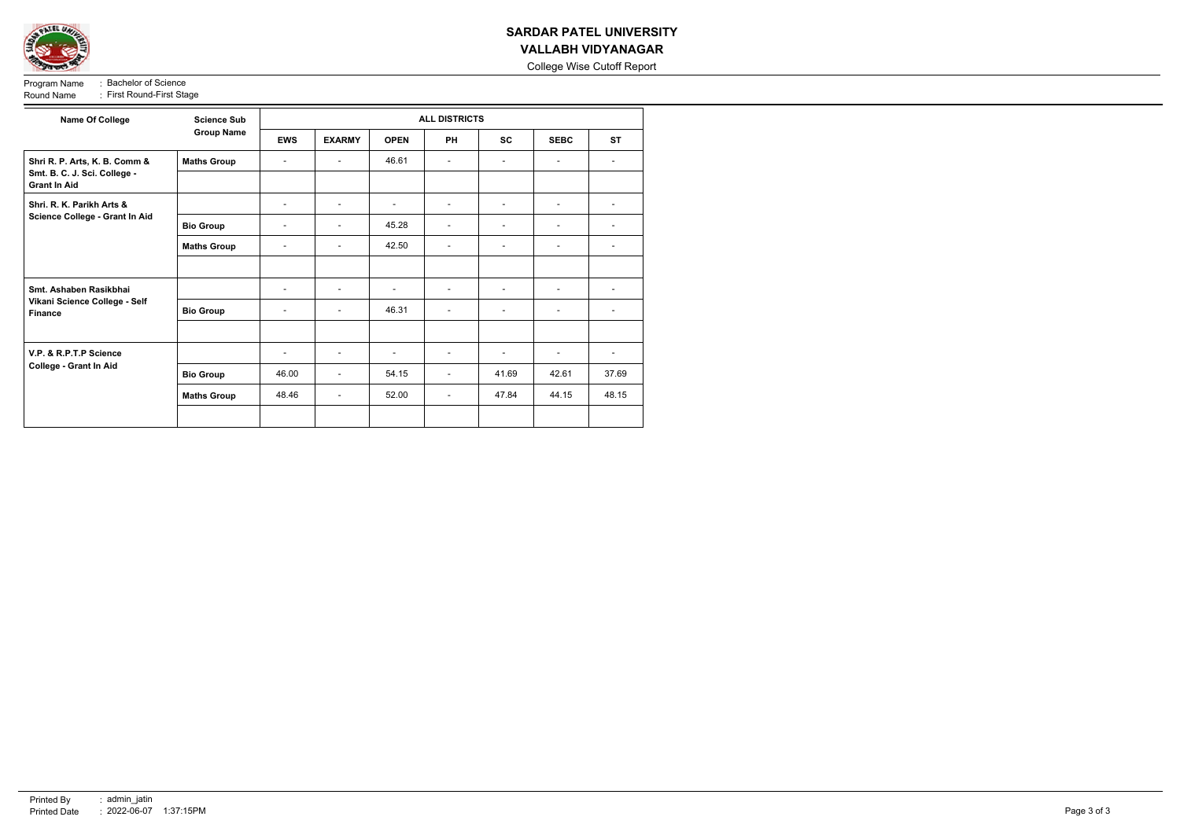# SARDAR PATEL UNIVERSITY

## VALLABH VIDYANAGAR

College Wise Cutoff Report

Program Name : Bachelor of Science
Round Name : First Round-First Stage

| Name Of College | Science Sub Group Name | ALL DISTRICTS | | | | | | |
|---|---|---|---|---|---|---|---|---|
| | | EWS | EXARMY | OPEN | PH | SC | SEBC | ST |
| **Shri R. P. Arts, K. B. Comm & Smt. B. C. J. Sci. College - Grant In Aid** | **Maths Group** | - | - | 46.61 | - | - | - | - |
| | | | | | | | | |
| **Shri. R. K. Parikh Arts & Science College - Grant In Aid** | | - | - | - | - | - | - | - |
| | **Bio Group** | - | - | 45.28 | - | - | - | - |
| | **Maths Group** | - | - | 42.50 | - | - | - | - |
| | | | | | | | | |
| **Smt. Ashaben Rasikbhai Vikani Science College - Self Finance** | | - | - | - | - | - | - | - |
| | **Bio Group** | - | - | 46.31 | - | - | - | - |
| | | | | | | | | |
| **V.P. & R.P.T.P Science College - Grant In Aid** | | - | - | - | - | - | - | - |
| | **Bio Group** | 46.00 | - | 54.15 | - | 41.69 | 42.61 | 37.69 |
| | **Maths Group** | 48.46 | - | 52.00 | - | 47.84 | 44.15 | 48.15 |
| | | | | | | | | |

Printed By : admin_jatin
Printed Date : 2022-06-07 1:37:15PM